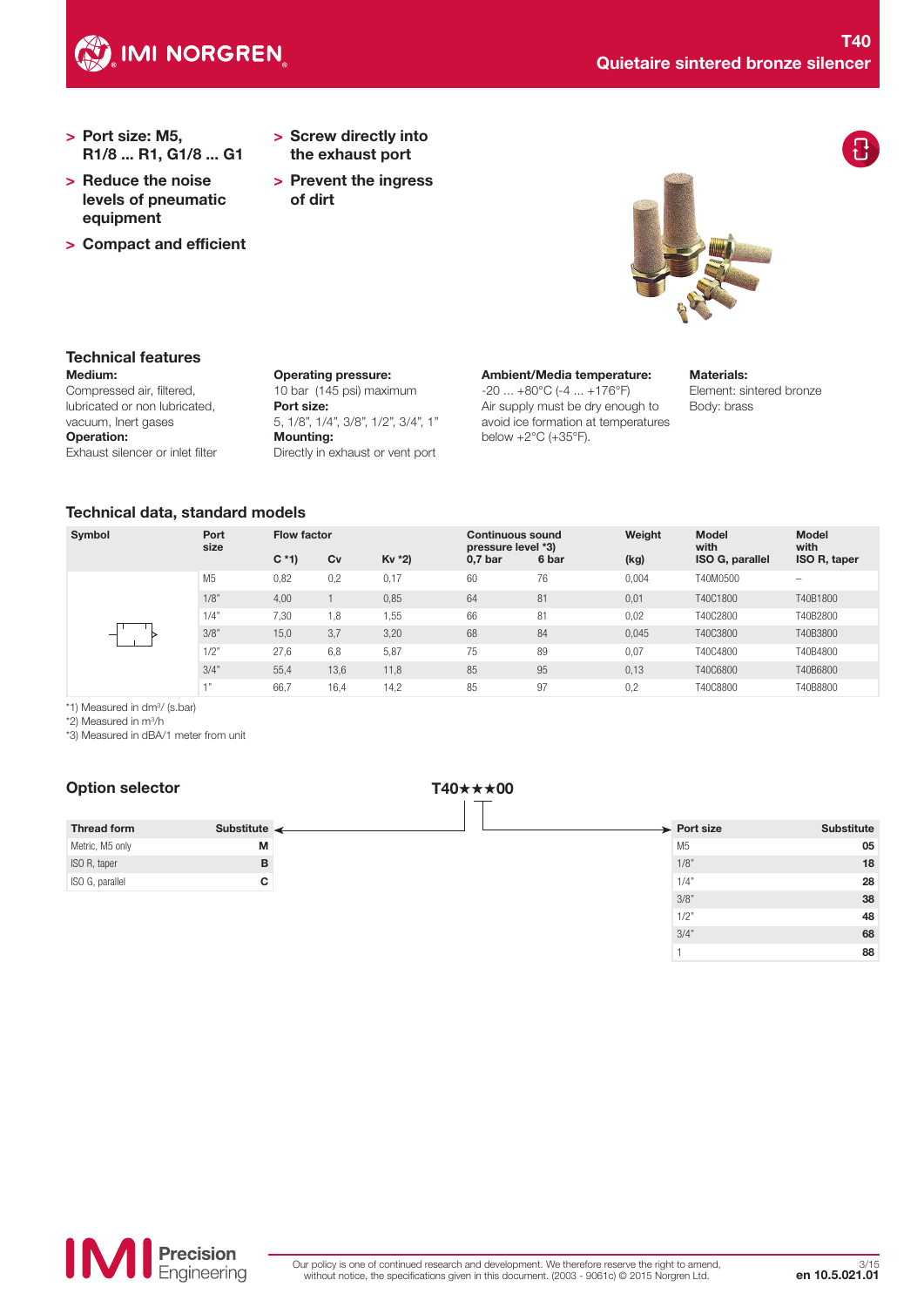# T40
## Quietaire sintered bronze silencer

- Port size: M5, R1/8 ... R1, G1/8 ... G1
- Reduce the noise levels of pneumatic equipment
- Compact and efficient
- Screw directly into the exhaust port
- Prevent the ingress of dirt

## Technical features

**Medium:**
Compressed air, filtered, lubricated or non lubricated, vacuum, Inert gases

**Operation:**
Exhaust silencer or inlet filter

**Operating pressure:**
10 bar (145 psi) maximum

**Port size:**
5, 1/8", 1/4", 3/8", 1/2", 3/4", 1"

**Mounting:**
Directly in exhaust or vent port

**Ambient/Media temperature:**
-20 ... +80°C (-4 ... +176°F)
Air supply must be dry enough to avoid ice formation at temperatures below +2°C (+35°F).

**Materials:**
Element: sintered bronze
Body: brass

## Technical data, standard models

| Symbol | Port size | Flow factor | | | Continuous sound pressure level *3) | | Weight | Model with | Model with |
|---|---|---|---|---|---|---|---|---|---|
| | | C *1) | Cv | Kv *2) | 0,7 bar | 6 bar | (kg) | ISO G, parallel | ISO R, taper |
| | M5 | 0,82 | 0,2 | 0,17 | 60 | 76 | 0,004 | T40M0500 | – |
| | 1/8" | 4,00 | 1 | 0,85 | 64 | 81 | 0,01 | T40C1800 | T40B1800 |
| | 1/4" | 7,30 | 1,8 | 1,55 | 66 | 81 | 0,02 | T40C2800 | T40B2800 |
| | 3/8" | 15,0 | 3,7 | 3,20 | 68 | 84 | 0,045 | T40C3800 | T40B3800 |
| | 1/2" | 27,6 | 6,8 | 5,87 | 75 | 89 | 0,07 | T40C4800 | T40B4800 |
| | 3/4" | 55,4 | 13,6 | 11,8 | 85 | 95 | 0,13 | T40C6800 | T40B6800 |
| | 1" | 66,7 | 16,4 | 14,2 | 85 | 97 | 0,2 | T40C8800 | T40B8800 |

*1) Measured in dm³/ (s.bar)
*2) Measured in m³/h
*3) Measured in dBA/1 meter from unit

## Option selector

**T40★★★00**

| Thread form | Substitute |
|---|---|
| Metric, M5 only | M |
| ISO R, taper | B |
| ISO G, parallel | C |

| Port size | Substitute |
|---|---|
| M5 | 05 |
| 1/8" | 18 |
| 1/4" | 28 |
| 3/8" | 38 |
| 1/2" | 48 |
| 3/4" | 68 |
| 1 | 88 |

Our policy is one of continued research and development. We therefore reserve the right to amend, without notice, the specifications given in this document. (2003 - 9061c) © 2015 Norgren Ltd.

en 10.5.021.01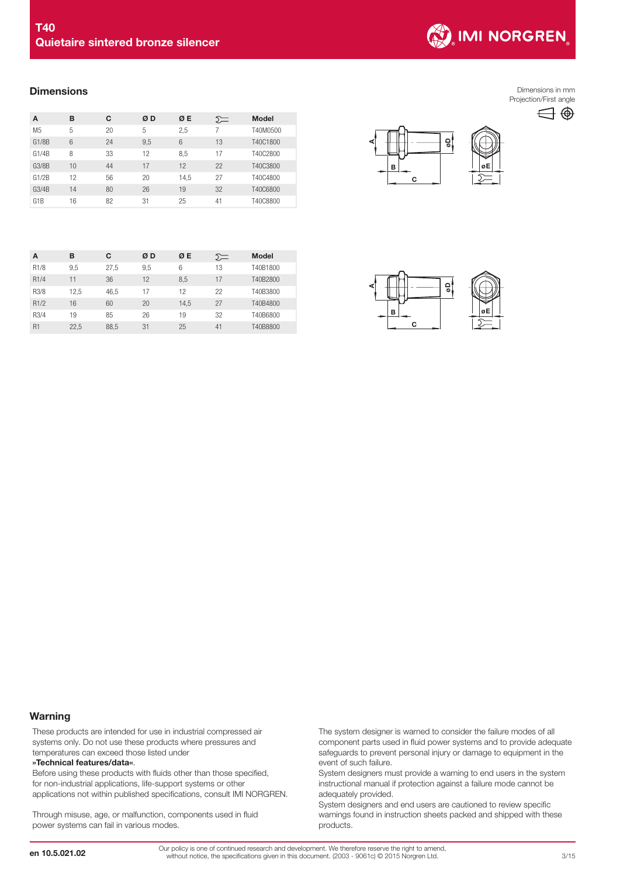# T40 Quietaire sintered bronze silencer

## Dimensions

Dimensions in mm
Projection/First angle

| A | B | C | Ø D | Ø E | ⟐ | Model |
|---|---|---|---|---|---|---|
| M5 | 5 | 20 | 5 | 2,5 | 7 | T40M0500 |
| G1/8B | 6 | 24 | 9,5 | 6 | 13 | T40C1800 |
| G1/4B | 8 | 33 | 12 | 8,5 | 17 | T40C2800 |
| G3/8B | 10 | 44 | 17 | 12 | 22 | T40C3800 |
| G1/2B | 12 | 56 | 20 | 14,5 | 27 | T40C4800 |
| G3/4B | 14 | 80 | 26 | 19 | 32 | T40C6800 |
| G1B | 16 | 82 | 31 | 25 | 41 | T40C8800 |

| A | B | C | Ø D | Ø E | ⟐ | Model |
|---|---|---|---|---|---|---|
| R1/8 | 9,5 | 27,5 | 9,5 | 6 | 13 | T40B1800 |
| R1/4 | 11 | 36 | 12 | 8,5 | 17 | T40B2800 |
| R3/8 | 12,5 | 46,5 | 17 | 12 | 22 | T40B3800 |
| R1/2 | 16 | 60 | 20 | 14,5 | 27 | T40B4800 |
| R3/4 | 19 | 85 | 26 | 19 | 32 | T40B6800 |
| R1 | 22,5 | 88,5 | 31 | 25 | 41 | T40B8800 |

## Warning

These products are intended for use in industrial compressed air systems only. Do not use these products where pressures and temperatures can exceed those listed under **»Technical features/data«**.

Before using these products with fluids other than those specified, for non-industrial applications, life-support systems or other applications not within published specifications, consult IMI NORGREN.

Through misuse, age, or malfunction, components used in fluid power systems can fail in various modes.

The system designer is warned to consider the failure modes of all component parts used in fluid power systems and to provide adequate safeguards to prevent personal injury or damage to equipment in the event of such failure.

System designers must provide a warning to end users in the system instructional manual if protection against a failure mode cannot be adequately provided.

System designers and end users are cautioned to review specific warnings found in instruction sheets packed and shipped with these products.

Our policy is one of continued research and development. We therefore reserve the right to amend, without notice, the specifications given in this document. (2003 - 9061c) © 2015 Norgren Ltd.